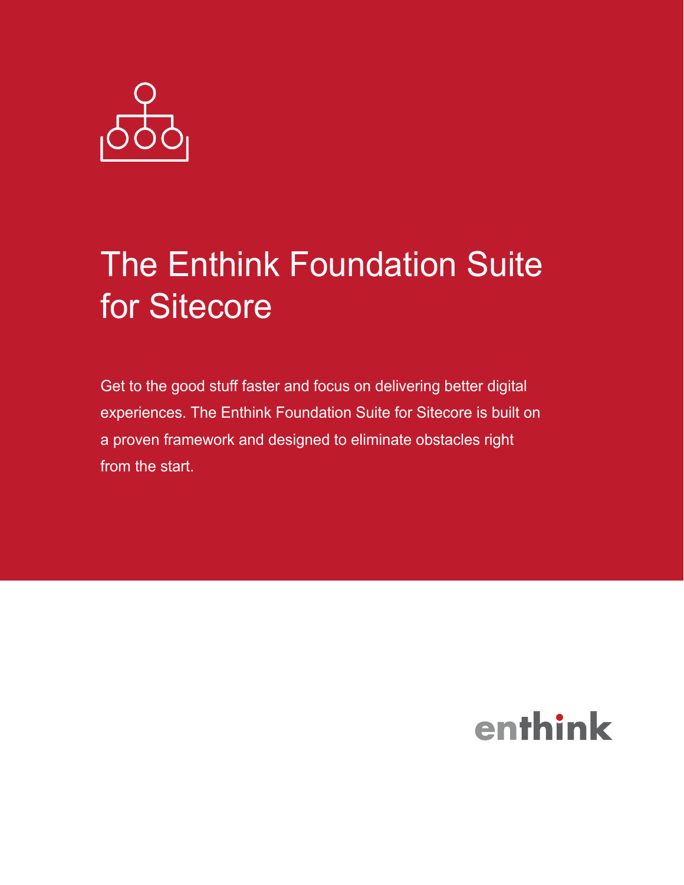# The Enthink Foundation Suite for Sitecore

Get to the good stuff faster and focus on delivering better digital experiences. The Enthink Foundation Suite for Sitecore is built on a proven framework and designed to eliminate obstacles right from the start.

enthink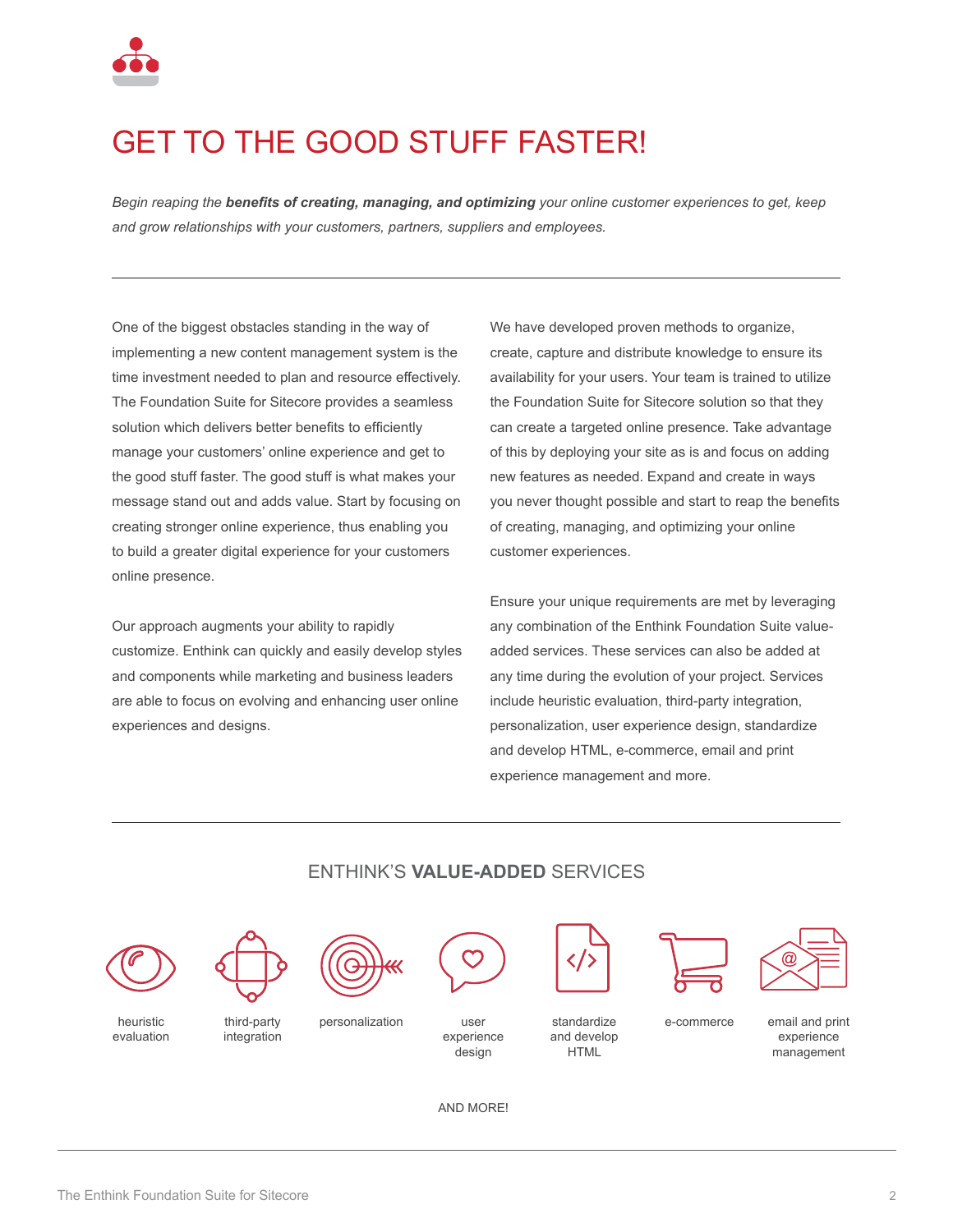# GET TO THE GOOD STUFF FASTER!

*Begin reaping the **benefits of creating, managing, and optimizing** your online customer experiences to get, keep and grow relationships with your customers, partners, suppliers and employees.*

---

One of the biggest obstacles standing in the way of implementing a new content management system is the time investment needed to plan and resource effectively. The Foundation Suite for Sitecore provides a seamless solution which delivers better benefits to efficiently manage your customers' online experience and get to the good stuff faster. The good stuff is what makes your message stand out and adds value. Start by focusing on creating stronger online experience, thus enabling you to build a greater digital experience for your customers online presence.

Our approach augments your ability to rapidly customize. Enthink can quickly and easily develop styles and components while marketing and business leaders are able to focus on evolving and enhancing user online experiences and designs.

We have developed proven methods to organize, create, capture and distribute knowledge to ensure its availability for your users. Your team is trained to utilize the Foundation Suite for Sitecore solution so that they can create a targeted online presence. Take advantage of this by deploying your site as is and focus on adding new features as needed. Expand and create in ways you never thought possible and start to reap the benefits of creating, managing, and optimizing your online customer experiences.

Ensure your unique requirements are met by leveraging any combination of the Enthink Foundation Suite value-added services. These services can also be added at any time during the evolution of your project. Services include heuristic evaluation, third-party integration, personalization, user experience design, standardize and develop HTML, e-commerce, email and print experience management and more.

---

## ENTHINK'S **VALUE-ADDED** SERVICES

- heuristic evaluation
- third-party integration
- personalization
- user experience design
- standardize and develop HTML
- e-commerce
- email and print experience management

AND MORE!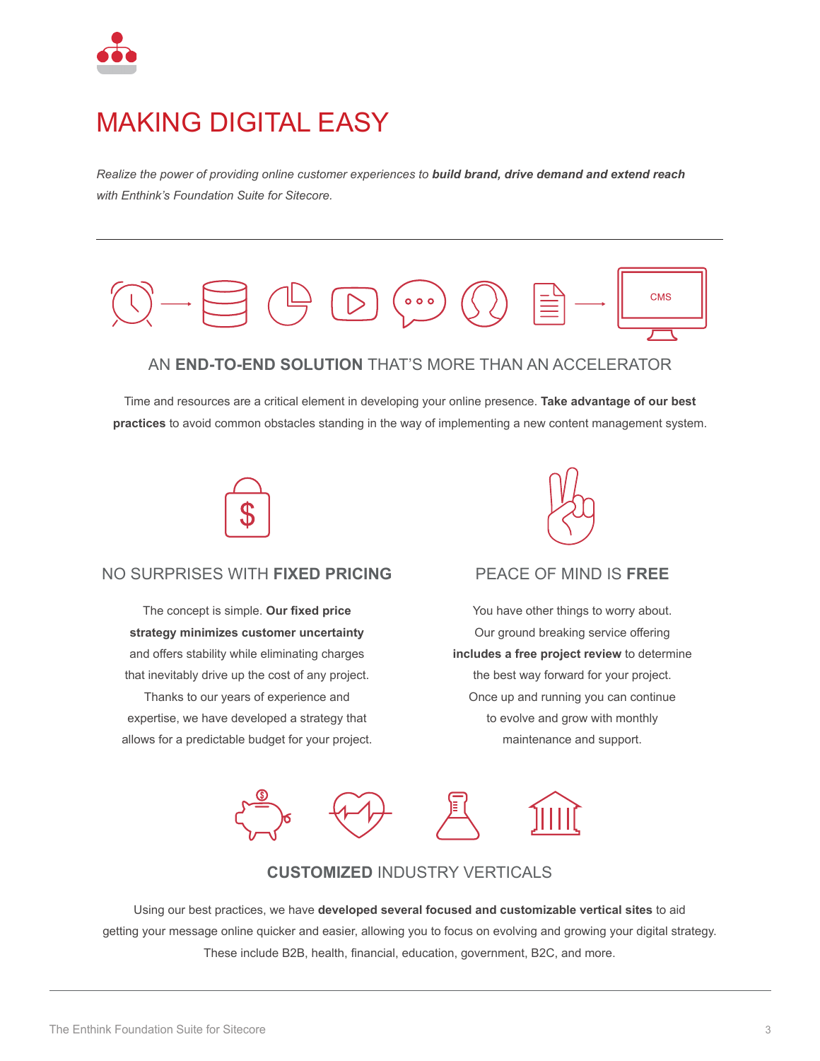# MAKING DIGITAL EASY

*Realize the power of providing online customer experiences to **build brand, drive demand and extend reach** with Enthink's Foundation Suite for Sitecore.*

---

CMS

## AN **END-TO-END SOLUTION** THAT'S MORE THAN AN ACCELERATOR

Time and resources are a critical element in developing your online presence. **Take advantage of our best practices** to avoid common obstacles standing in the way of implementing a new content management system.

## NO SURPRISES WITH **FIXED PRICING**

The concept is simple. **Our fixed price strategy minimizes customer uncertainty** and offers stability while eliminating charges that inevitably drive up the cost of any project. Thanks to our years of experience and expertise, we have developed a strategy that allows for a predictable budget for your project.

## PEACE OF MIND IS **FREE**

You have other things to worry about. Our ground breaking service offering **includes a free project review** to determine the best way forward for your project. Once up and running you can continue to evolve and grow with monthly maintenance and support.

## **CUSTOMIZED** INDUSTRY VERTICALS

Using our best practices, we have **developed several focused and customizable vertical sites** to aid getting your message online quicker and easier, allowing you to focus on evolving and growing your digital strategy. These include B2B, health, financial, education, government, B2C, and more.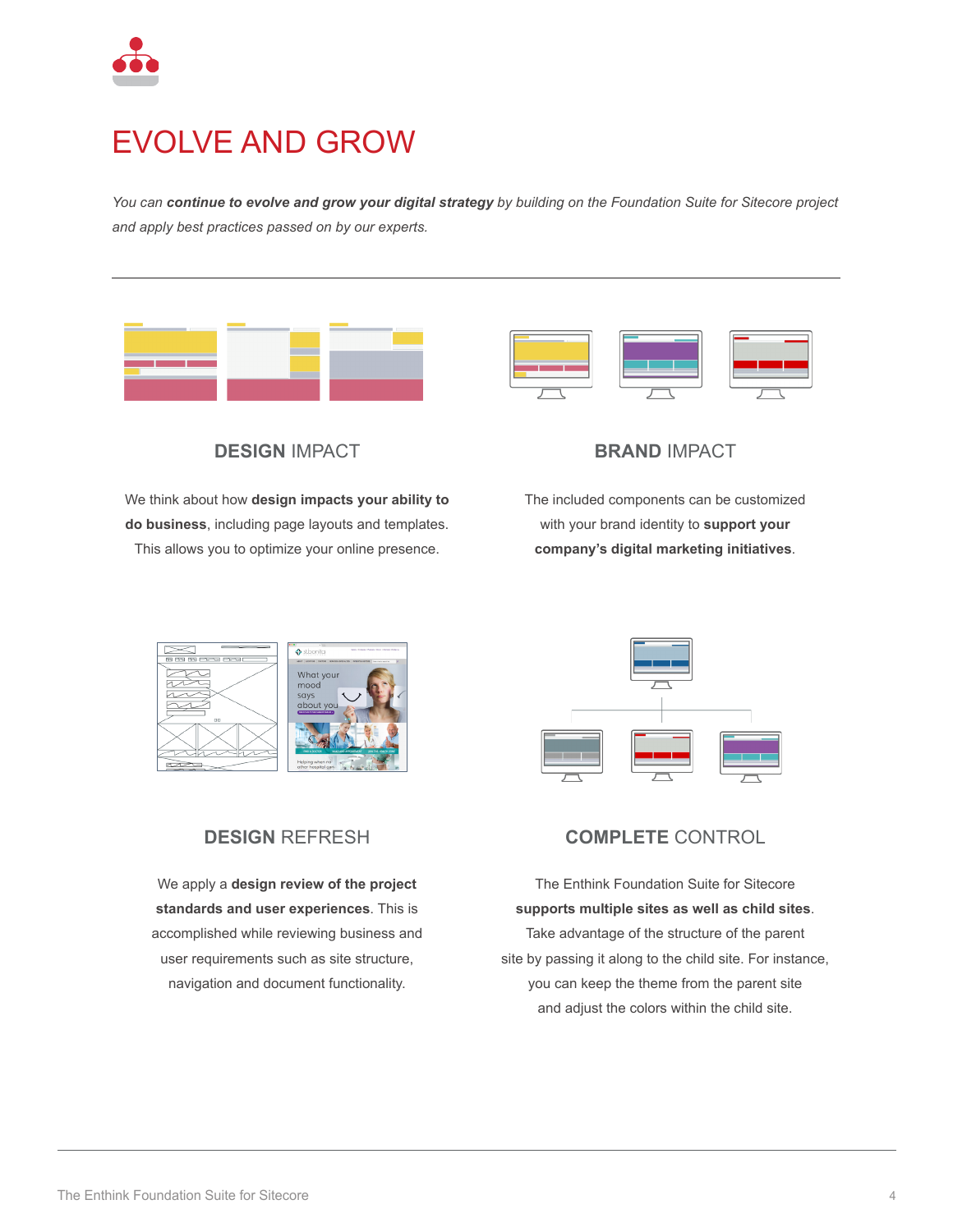# EVOLVE AND GROW

*You can **continue to evolve and grow your digital strategy** by building on the Foundation Suite for Sitecore project and apply best practices passed on by our experts.*

---

## DESIGN IMPACT

We think about how **design impacts your ability to do business**, including page layouts and templates. This allows you to optimize your online presence.

## BRAND IMPACT

The included components can be customized with your brand identity to **support your company's digital marketing initiatives**.

## DESIGN REFRESH

We apply a **design review of the project standards and user experiences**. This is accomplished while reviewing business and user requirements such as site structure, navigation and document functionality.

## COMPLETE CONTROL

The Enthink Foundation Suite for Sitecore **supports multiple sites as well as child sites**. Take advantage of the structure of the parent site by passing it along to the child site. For instance, you can keep the theme from the parent site and adjust the colors within the child site.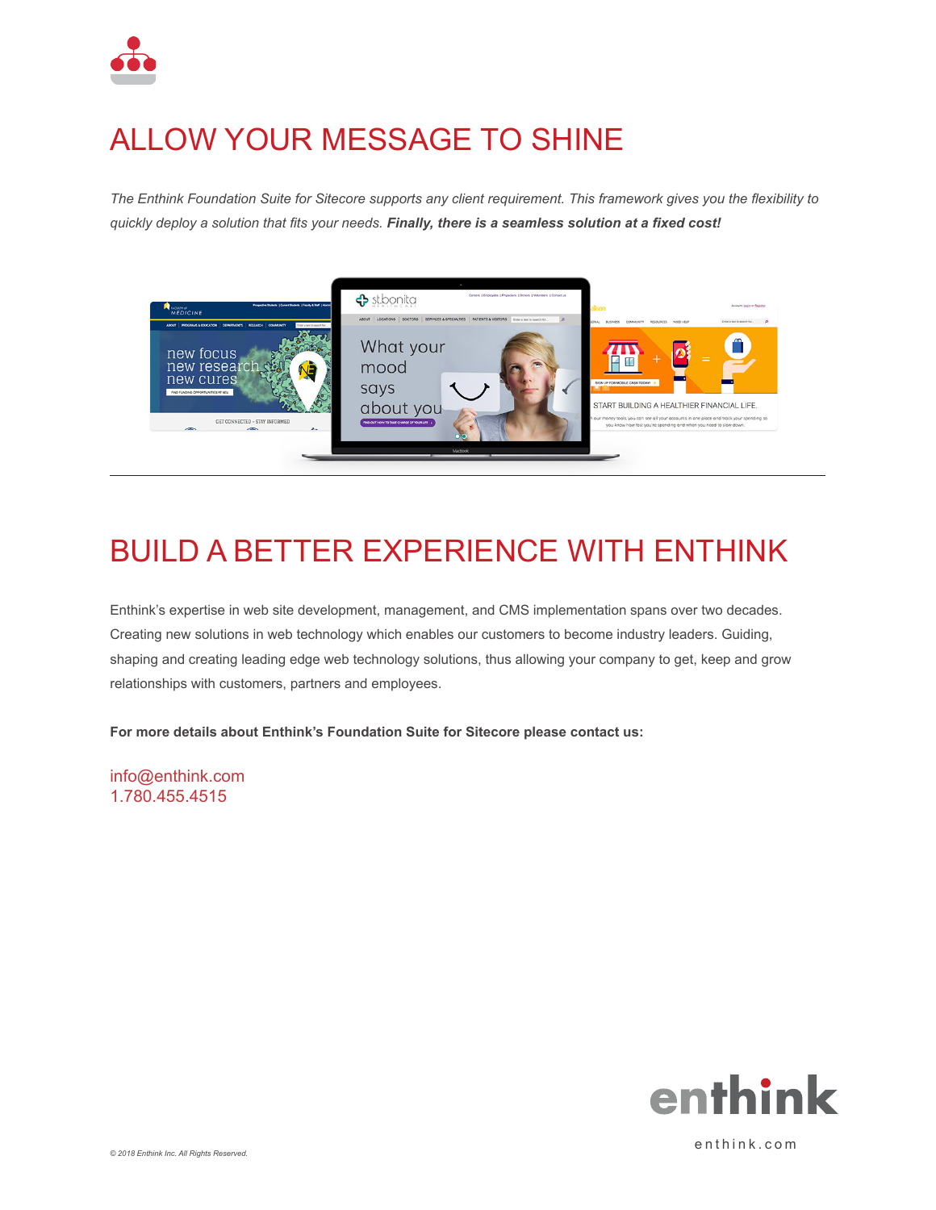# ALLOW YOUR MESSAGE TO SHINE

*The Enthink Foundation Suite for Sitecore supports any client requirement. This framework gives you the flexibility to quickly deploy a solution that fits your needs.* ***Finally, there is a seamless solution at a fixed cost!***

---

# BUILD A BETTER EXPERIENCE WITH ENTHINK

Enthink's expertise in web site development, management, and CMS implementation spans over two decades. Creating new solutions in web technology which enables our customers to become industry leaders. Guiding, shaping and creating leading edge web technology solutions, thus allowing your company to get, keep and grow relationships with customers, partners and employees.

**For more details about Enthink's Foundation Suite for Sitecore please contact us:**

info@enthink.com
1.780.455.4515

enthink

enthink.com

*© 2018 Enthink Inc. All Rights Reserved.*